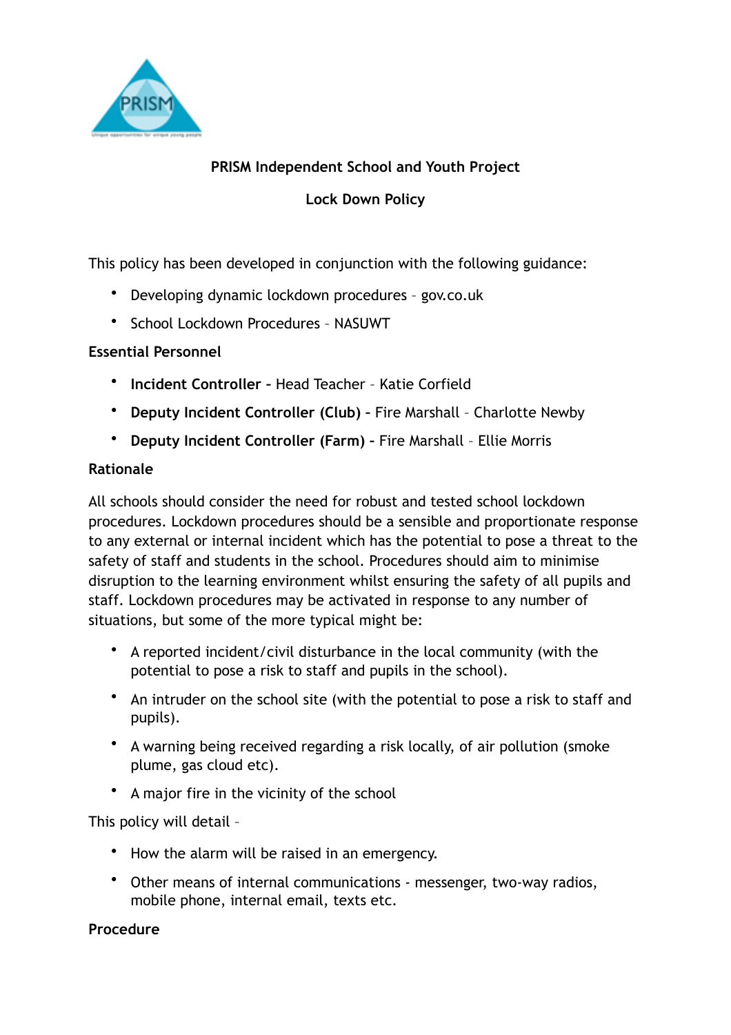**PRISM Independent School and Youth Project**

**Lock Down Policy**

This policy has been developed in conjunction with the following guidance:

- Developing dynamic lockdown procedures – gov.co.uk
- School Lockdown Procedures – NASUWT

**Essential Personnel**

- **Incident Controller -** Head Teacher – Katie Corfield
- **Deputy Incident Controller (Club) -** Fire Marshall – Charlotte Newby
- **Deputy Incident Controller (Farm) -** Fire Marshall – Ellie Morris

**Rationale**

All schools should consider the need for robust and tested school lockdown procedures. Lockdown procedures should be a sensible and proportionate response to any external or internal incident which has the potential to pose a threat to the safety of staff and students in the school. Procedures should aim to minimise disruption to the learning environment whilst ensuring the safety of all pupils and staff. Lockdown procedures may be activated in response to any number of situations, but some of the more typical might be:

- A reported incident/civil disturbance in the local community (with the potential to pose a risk to staff and pupils in the school).
- An intruder on the school site (with the potential to pose a risk to staff and pupils).
- A warning being received regarding a risk locally, of air pollution (smoke plume, gas cloud etc).
- A major fire in the vicinity of the school

This policy will detail –

- How the alarm will be raised in an emergency.
- Other means of internal communications - messenger, two-way radios, mobile phone, internal email, texts etc.

**Procedure**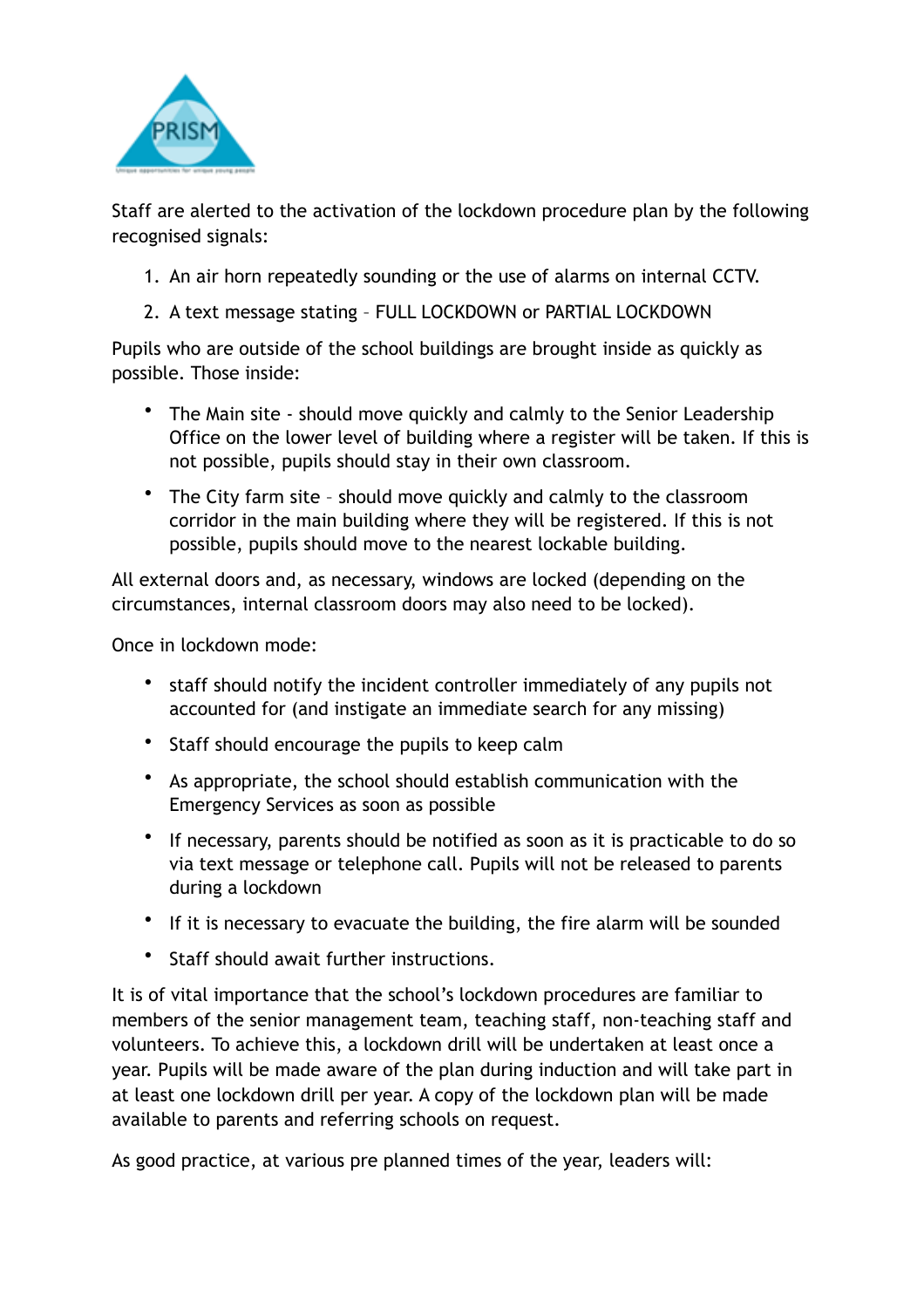Staff are alerted to the activation of the lockdown procedure plan by the following recognised signals:

1. An air horn repeatedly sounding or the use of alarms on internal CCTV.
2. A text message stating – FULL LOCKDOWN or PARTIAL LOCKDOWN

Pupils who are outside of the school buildings are brought inside as quickly as possible. Those inside:

- The Main site - should move quickly and calmly to the Senior Leadership Office on the lower level of building where a register will be taken. If this is not possible, pupils should stay in their own classroom.
- The City farm site – should move quickly and calmly to the classroom corridor in the main building where they will be registered. If this is not possible, pupils should move to the nearest lockable building.

All external doors and, as necessary, windows are locked (depending on the circumstances, internal classroom doors may also need to be locked).

Once in lockdown mode:

- staff should notify the incident controller immediately of any pupils not accounted for (and instigate an immediate search for any missing)
- Staff should encourage the pupils to keep calm
- As appropriate, the school should establish communication with the Emergency Services as soon as possible
- If necessary, parents should be notified as soon as it is practicable to do so via text message or telephone call. Pupils will not be released to parents during a lockdown
- If it is necessary to evacuate the building, the fire alarm will be sounded
- Staff should await further instructions.

It is of vital importance that the school's lockdown procedures are familiar to members of the senior management team, teaching staff, non-teaching staff and volunteers. To achieve this, a lockdown drill will be undertaken at least once a year. Pupils will be made aware of the plan during induction and will take part in at least one lockdown drill per year. A copy of the lockdown plan will be made available to parents and referring schools on request.

As good practice, at various pre planned times of the year, leaders will: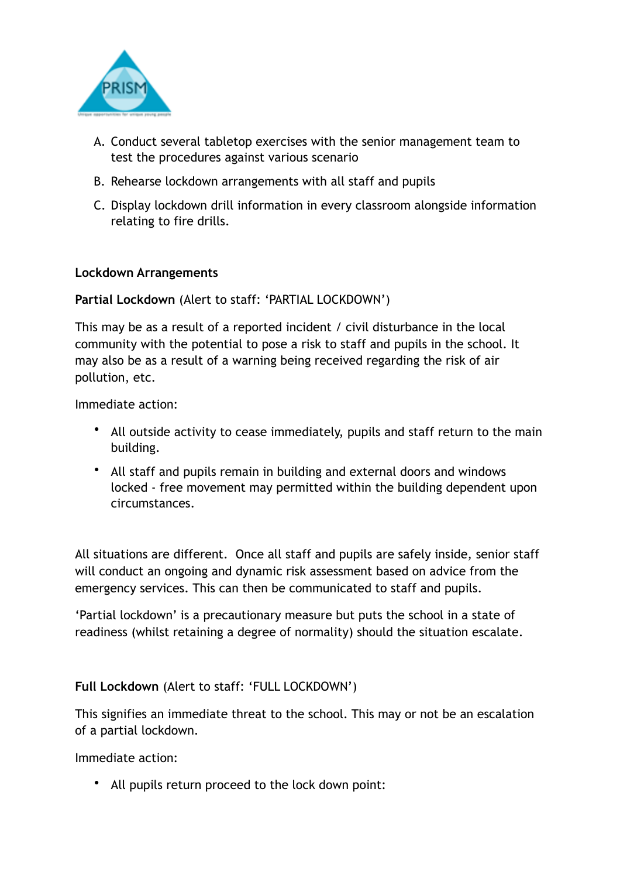A. Conduct several tabletop exercises with the senior management team to test the procedures against various scenario

B. Rehearse lockdown arrangements with all staff and pupils

C. Display lockdown drill information in every classroom alongside information relating to fire drills.

**Lockdown Arrangements**

**Partial Lockdown** (Alert to staff: 'PARTIAL LOCKDOWN')

This may be as a result of a reported incident / civil disturbance in the local community with the potential to pose a risk to staff and pupils in the school. It may also be as a result of a warning being received regarding the risk of air pollution, etc.

Immediate action:

- All outside activity to cease immediately, pupils and staff return to the main building.
- All staff and pupils remain in building and external doors and windows locked - free movement may permitted within the building dependent upon circumstances.

All situations are different. Once all staff and pupils are safely inside, senior staff will conduct an ongoing and dynamic risk assessment based on advice from the emergency services. This can then be communicated to staff and pupils.

'Partial lockdown' is a precautionary measure but puts the school in a state of readiness (whilst retaining a degree of normality) should the situation escalate.

**Full Lockdown** (Alert to staff: 'FULL LOCKDOWN')

This signifies an immediate threat to the school. This may or not be an escalation of a partial lockdown.

Immediate action:

- All pupils return proceed to the lock down point: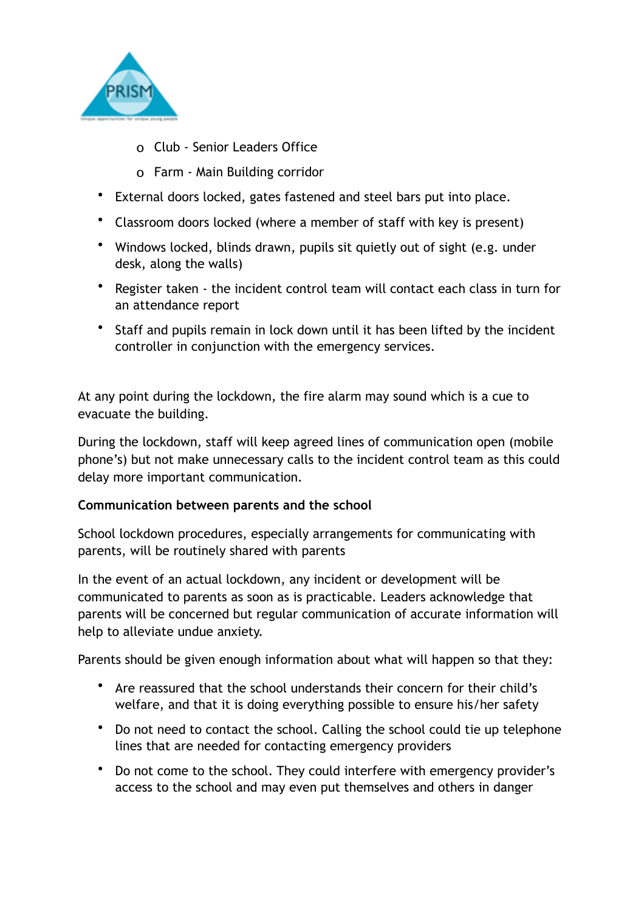- Club - Senior Leaders Office
   - Farm - Main Building corridor
- External doors locked, gates fastened and steel bars put into place.
- Classroom doors locked (where a member of staff with key is present)
- Windows locked, blinds drawn, pupils sit quietly out of sight (e.g. under desk, along the walls)
- Register taken - the incident control team will contact each class in turn for an attendance report
- Staff and pupils remain in lock down until it has been lifted by the incident controller in conjunction with the emergency services.

At any point during the lockdown, the fire alarm may sound which is a cue to evacuate the building.

During the lockdown, staff will keep agreed lines of communication open (mobile phone's) but not make unnecessary calls to the incident control team as this could delay more important communication.

**Communication between parents and the school**

School lockdown procedures, especially arrangements for communicating with parents, will be routinely shared with parents

In the event of an actual lockdown, any incident or development will be communicated to parents as soon as is practicable. Leaders acknowledge that parents will be concerned but regular communication of accurate information will help to alleviate undue anxiety.

Parents should be given enough information about what will happen so that they:

- Are reassured that the school understands their concern for their child's welfare, and that it is doing everything possible to ensure his/her safety
- Do not need to contact the school. Calling the school could tie up telephone lines that are needed for contacting emergency providers
- Do not come to the school. They could interfere with emergency provider's access to the school and may even put themselves and others in danger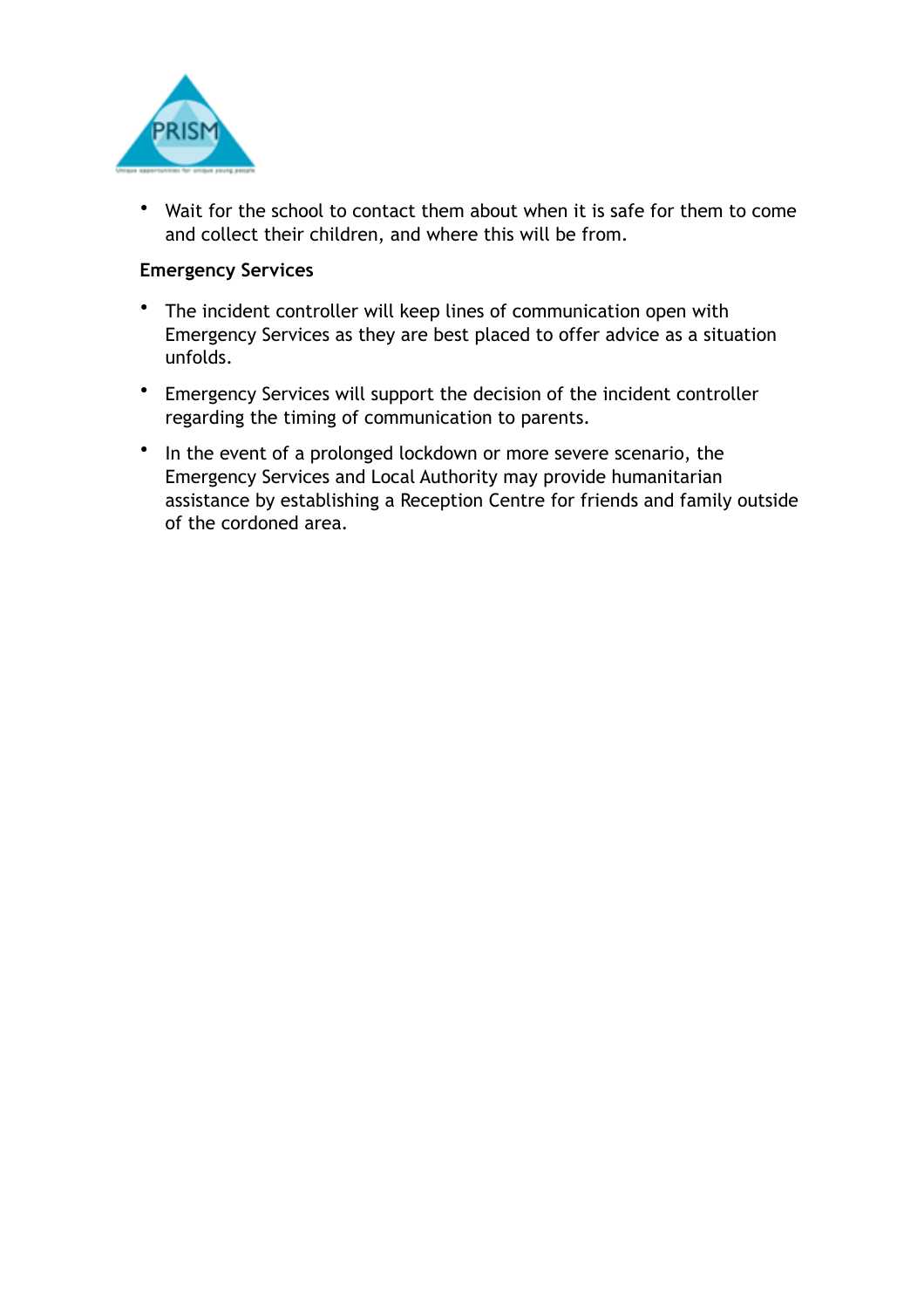- Wait for the school to contact them about when it is safe for them to come and collect their children, and where this will be from.

**Emergency Services**

- The incident controller will keep lines of communication open with Emergency Services as they are best placed to offer advice as a situation unfolds.
- Emergency Services will support the decision of the incident controller regarding the timing of communication to parents.
- In the event of a prolonged lockdown or more severe scenario, the Emergency Services and Local Authority may provide humanitarian assistance by establishing a Reception Centre for friends and family outside of the cordoned area.